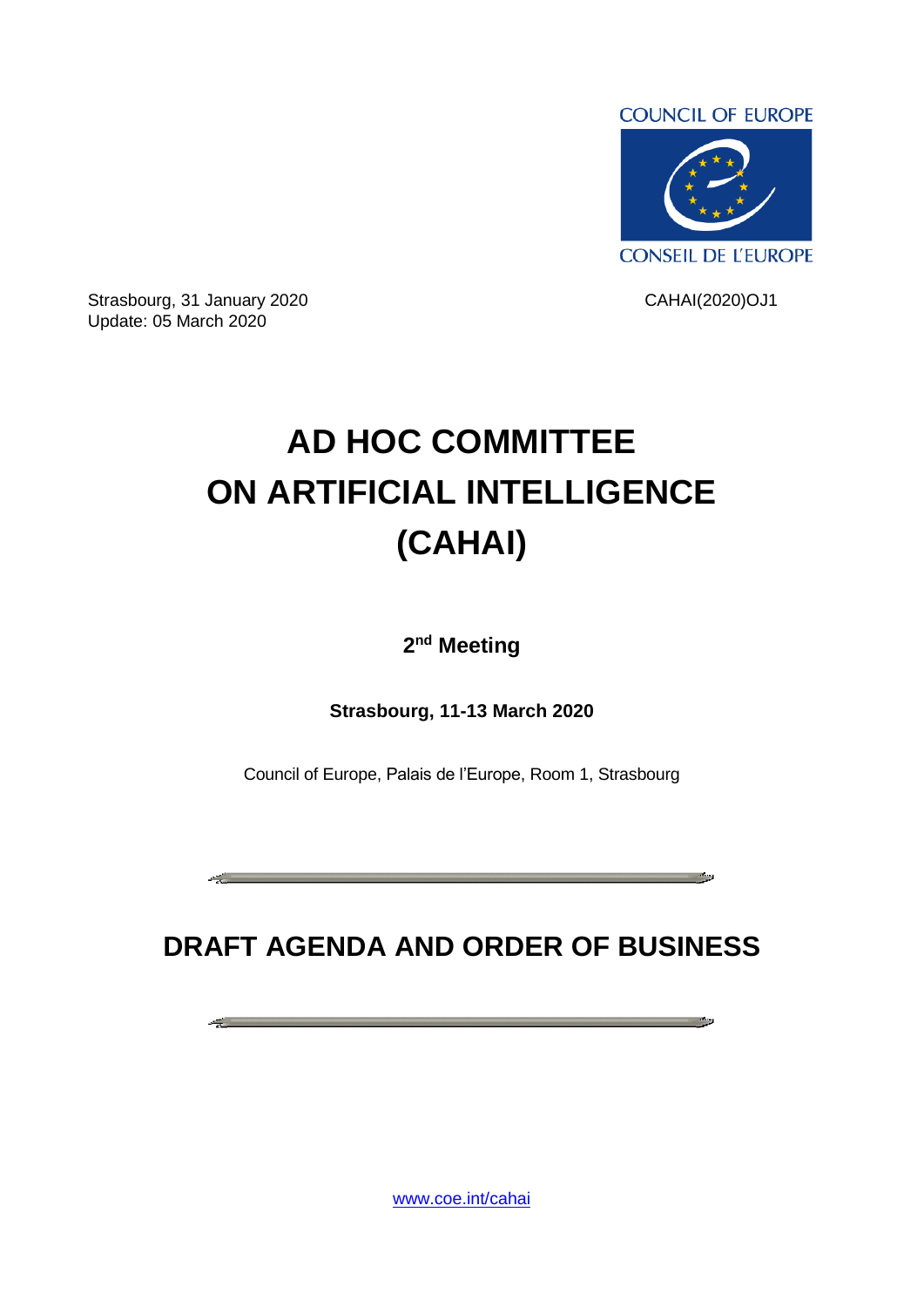COUNCIL OF EUROPE

CONSEIL DE L'EUROPE

Strasbourg, 31 January 2020
Update: 05 March 2020

CAHAI(2020)OJ1

# AD HOC COMMITTEE ON ARTIFICIAL INTELLIGENCE (CAHAI)

**2nd Meeting**

**Strasbourg, 11-13 March 2020**

Council of Europe, Palais de l'Europe, Room 1, Strasbourg

---

## DRAFT AGENDA AND ORDER OF BUSINESS

---

www.coe.int/cahai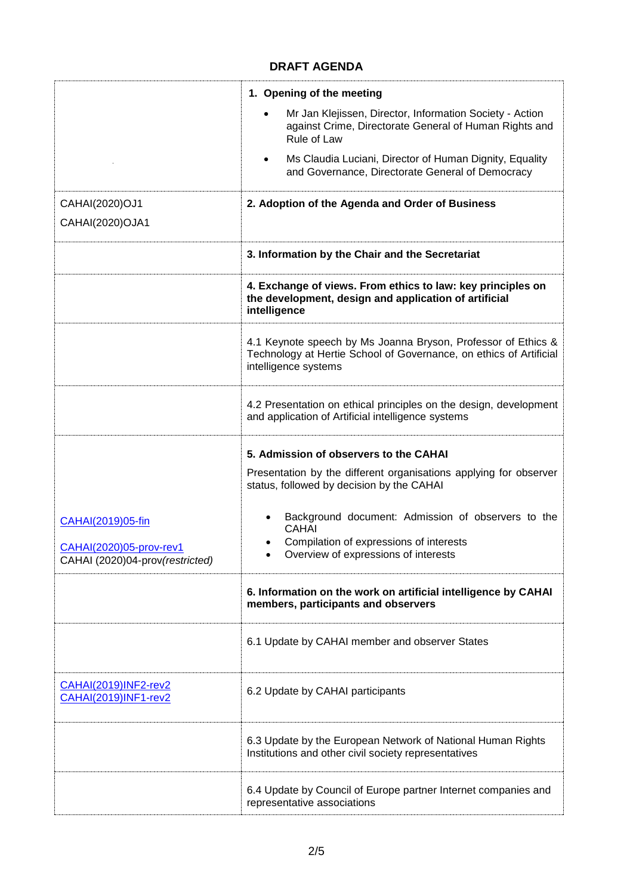## DRAFT AGENDA

| | |
|---|---|
| | **1. Opening of the meeting**<br>• Mr Jan Klejissen, Director, Information Society - Action against Crime, Directorate General of Human Rights and Rule of Law<br>• Ms Claudia Luciani, Director of Human Dignity, Equality and Governance, Directorate General of Democracy |
| CAHAI(2020)OJ1<br>CAHAI(2020)OJA1 | **2. Adoption of the Agenda and Order of Business** |
| | **3. Information by the Chair and the Secretariat** |
| | **4. Exchange of views. From ethics to law: key principles on the development, design and application of artificial intelligence** |
| | 4.1 Keynote speech by Ms Joanna Bryson, Professor of Ethics & Technology at Hertie School of Governance, on ethics of Artificial intelligence systems |
| | 4.2 Presentation on ethical principles on the design, development and application of Artificial intelligence systems |
| CAHAI(2019)05-fin<br>CAHAI(2020)05-prov-rev1<br>CAHAI (2020)04-prov*(restricted)* | **5. Admission of observers to the CAHAI**<br>Presentation by the different organisations applying for observer status, followed by decision by the CAHAI<br>• Background document: Admission of observers to the CAHAI<br>• Compilation of expressions of interests<br>• Overview of expressions of interests |
| | **6. Information on the work on artificial intelligence by CAHAI members, participants and observers** |
| | 6.1 Update by CAHAI member and observer States |
| CAHAI(2019)INF2-rev2<br>CAHAI(2019)INF1-rev2 | 6.2 Update by CAHAI participants |
| | 6.3 Update by the European Network of National Human Rights Institutions and other civil society representatives |
| | 6.4 Update by Council of Europe partner Internet companies and representative associations |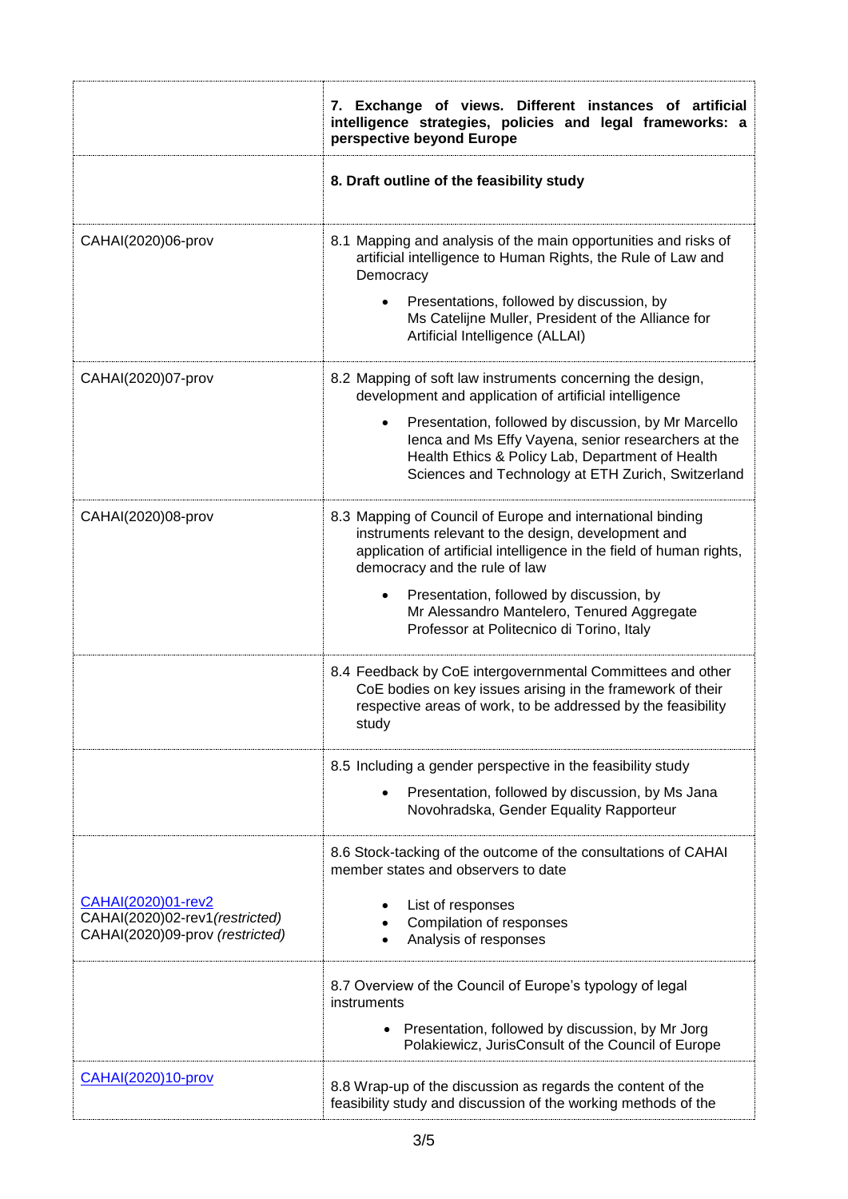| | |
|---|---|
| | **7. Exchange of views. Different instances of artificial intelligence strategies, policies and legal frameworks: a perspective beyond Europe** |
| | **8. Draft outline of the feasibility study** |
| CAHAI(2020)06-prov | 8.1 Mapping and analysis of the main opportunities and risks of artificial intelligence to Human Rights, the Rule of Law and Democracy<br>• Presentations, followed by discussion, by Ms Catelijne Muller, President of the Alliance for Artificial Intelligence (ALLAI) |
| CAHAI(2020)07-prov | 8.2 Mapping of soft law instruments concerning the design, development and application of artificial intelligence<br>• Presentation, followed by discussion, by Mr Marcello Ienca and Ms Effy Vayena, senior researchers at the Health Ethics & Policy Lab, Department of Health Sciences and Technology at ETH Zurich, Switzerland |
| CAHAI(2020)08-prov | 8.3 Mapping of Council of Europe and international binding instruments relevant to the design, development and application of artificial intelligence in the field of human rights, democracy and the rule of law<br>• Presentation, followed by discussion, by Mr Alessandro Mantelero, Tenured Aggregate Professor at Politecnico di Torino, Italy |
| | 8.4 Feedback by CoE intergovernmental Committees and other CoE bodies on key issues arising in the framework of their respective areas of work, to be addressed by the feasibility study |
| | 8.5 Including a gender perspective in the feasibility study<br>• Presentation, followed by discussion, by Ms Jana Novohradska, Gender Equality Rapporteur |
| CAHAI(2020)01-rev2<br>CAHAI(2020)02-rev1*(restricted)*<br>CAHAI(2020)09-prov *(restricted)* | 8.6 Stock-tacking of the outcome of the consultations of CAHAI member states and observers to date<br>• List of responses<br>• Compilation of responses<br>• Analysis of responses |
| | 8.7 Overview of the Council of Europe's typology of legal instruments<br>• Presentation, followed by discussion, by Mr Jorg Polakiewicz, JurisConsult of the Council of Europe |
| CAHAI(2020)10-prov | 8.8 Wrap-up of the discussion as regards the content of the feasibility study and discussion of the working methods of the |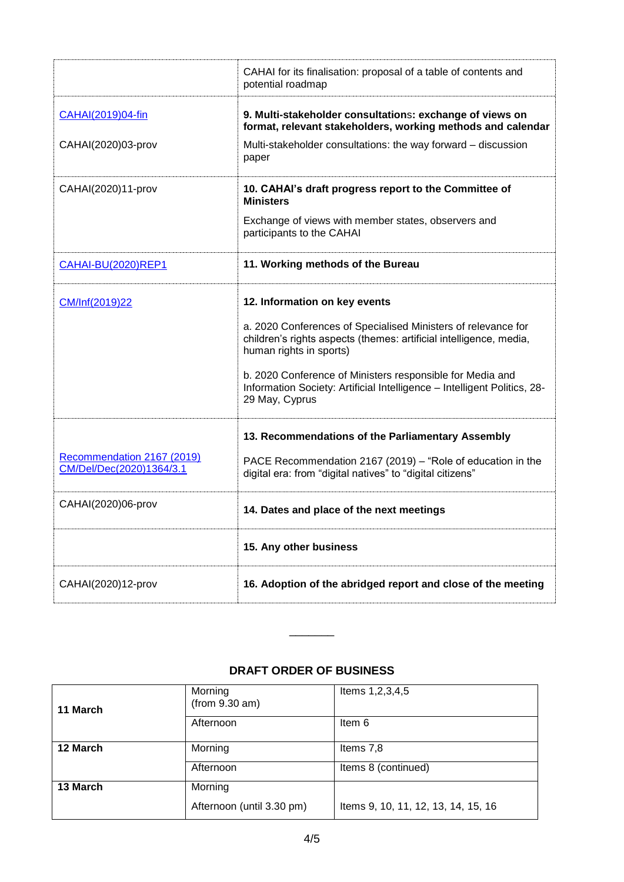| | |
|---|---|
| | CAHAI for its finalisation: proposal of a table of contents and potential roadmap |
| CAHAI(2019)04-fin<br><br>CAHAI(2020)03-prov | **9. Multi-stakeholder consultations: exchange of views on format, relevant stakeholders, working methods and calendar**<br><br>Multi-stakeholder consultations: the way forward – discussion paper |
| CAHAI(2020)11-prov | **10. CAHAI's draft progress report to the Committee of Ministers**<br><br>Exchange of views with member states, observers and participants to the CAHAI |
| CAHAI-BU(2020)REP1 | **11. Working methods of the Bureau** |
| CM/Inf(2019)22 | **12. Information on key events**<br><br>a. 2020 Conferences of Specialised Ministers of relevance for children's rights aspects (themes: artificial intelligence, media, human rights in sports)<br><br>b. 2020 Conference of Ministers responsible for Media and Information Society: Artificial Intelligence – Intelligent Politics, 28-29 May, Cyprus |
| Recommendation 2167 (2019)<br>CM/Del/Dec(2020)1364/3.1 | **13. Recommendations of the Parliamentary Assembly**<br><br>PACE Recommendation 2167 (2019) – "Role of education in the digital era: from "digital natives" to "digital citizens" |
| CAHAI(2020)06-prov | **14. Dates and place of the next meetings** |
| | **15. Any other business** |
| CAHAI(2020)12-prov | **16. Adoption of the abridged report and close of the meeting** |

________

## DRAFT ORDER OF BUSINESS

| | | |
|---|---|---|
| **11 March** | Morning (from 9.30 am) | Items 1,2,3,4,5 |
| | Afternoon | Item 6 |
| **12 March** | Morning | Items 7,8 |
| | Afternoon | Items 8 (continued) |
| **13 March** | Morning<br><br>Afternoon (until 3.30 pm) | Items 9, 10, 11, 12, 13, 14, 15, 16 |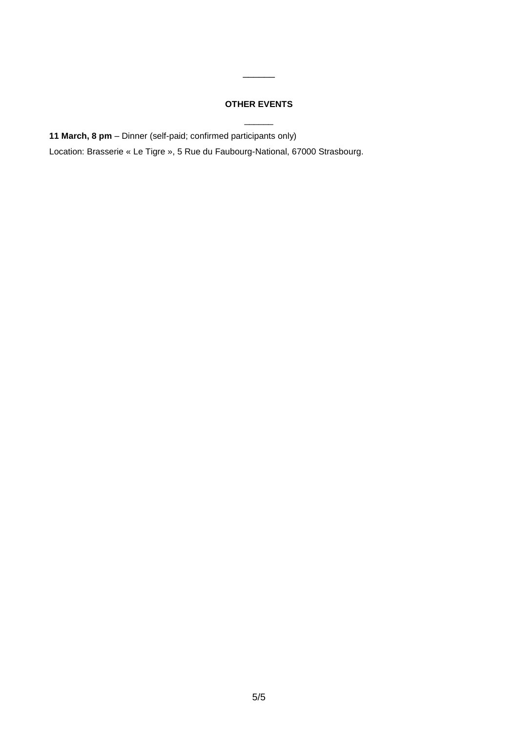______

**OTHER EVENTS**

______

**11 March, 8 pm** – Dinner (self-paid; confirmed participants only)

Location: Brasserie « Le Tigre », 5 Rue du Faubourg-National, 67000 Strasbourg.